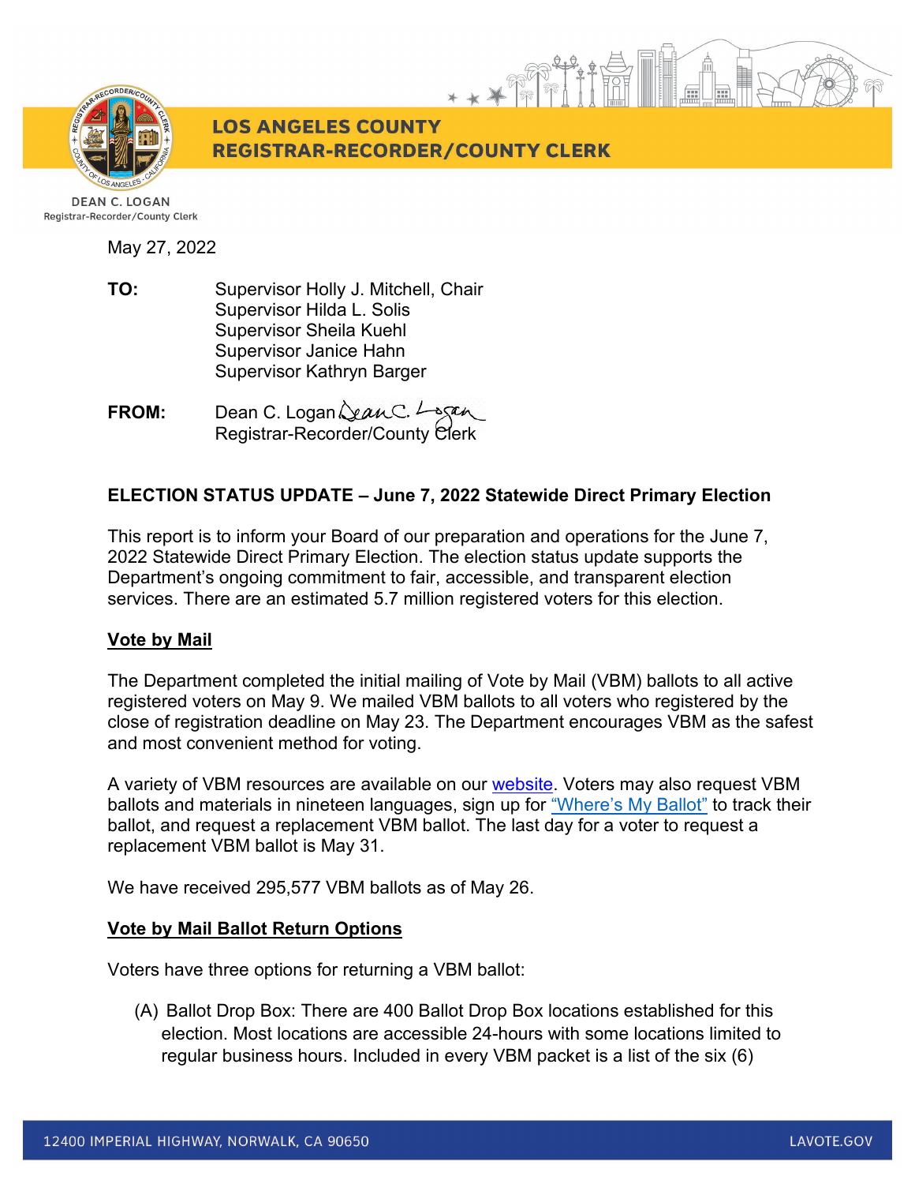**LOS ANGELES COUNTY**
**REGISTRAR-RECORDER/COUNTY CLERK**

DEAN C. LOGAN
Registrar-Recorder/County Clerk

May 27, 2022

**TO:** Supervisor Holly J. Mitchell, Chair
Supervisor Hilda L. Solis
Supervisor Sheila Kuehl
Supervisor Janice Hahn
Supervisor Kathryn Barger

**FROM:** Dean C. Logan
Registrar-Recorder/County Clerk

**ELECTION STATUS UPDATE – June 7, 2022 Statewide Direct Primary Election**

This report is to inform your Board of our preparation and operations for the June 7, 2022 Statewide Direct Primary Election. The election status update supports the Department's ongoing commitment to fair, accessible, and transparent election services. There are an estimated 5.7 million registered voters for this election.

**Vote by Mail**

The Department completed the initial mailing of Vote by Mail (VBM) ballots to all active registered voters on May 9. We mailed VBM ballots to all voters who registered by the close of registration deadline on May 23. The Department encourages VBM as the safest and most convenient method for voting.

A variety of VBM resources are available on our website. Voters may also request VBM ballots and materials in nineteen languages, sign up for "Where's My Ballot" to track their ballot, and request a replacement VBM ballot. The last day for a voter to request a replacement VBM ballot is May 31.

We have received 295,577 VBM ballots as of May 26.

**Vote by Mail Ballot Return Options**

Voters have three options for returning a VBM ballot:

(A) Ballot Drop Box: There are 400 Ballot Drop Box locations established for this election. Most locations are accessible 24-hours with some locations limited to regular business hours. Included in every VBM packet is a list of the six (6)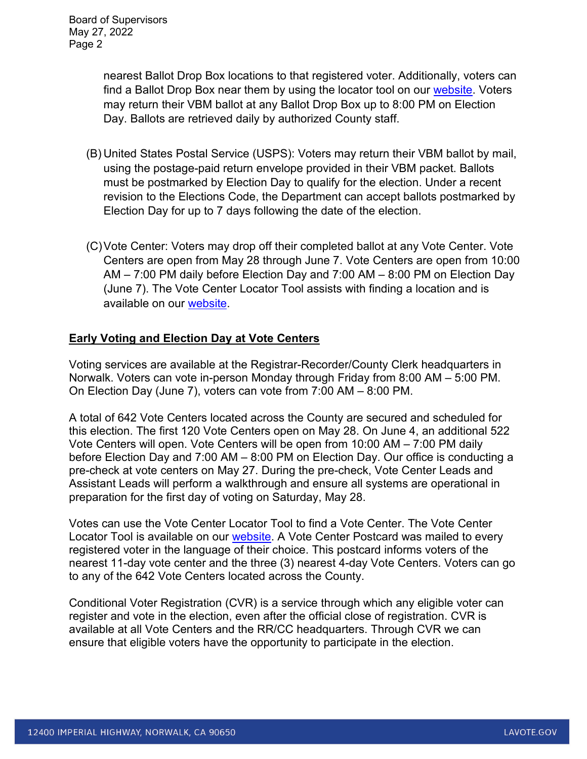nearest Ballot Drop Box locations to that registered voter. Additionally, voters can find a Ballot Drop Box near them by using the locator tool on our website. Voters may return their VBM ballot at any Ballot Drop Box up to 8:00 PM on Election Day. Ballots are retrieved daily by authorized County staff.

(B) United States Postal Service (USPS): Voters may return their VBM ballot by mail, using the postage-paid return envelope provided in their VBM packet. Ballots must be postmarked by Election Day to qualify for the election. Under a recent revision to the Elections Code, the Department can accept ballots postmarked by Election Day for up to 7 days following the date of the election.

(C) Vote Center: Voters may drop off their completed ballot at any Vote Center. Vote Centers are open from May 28 through June 7. Vote Centers are open from 10:00 AM – 7:00 PM daily before Election Day and 7:00 AM – 8:00 PM on Election Day (June 7). The Vote Center Locator Tool assists with finding a location and is available on our website.

## Early Voting and Election Day at Vote Centers

Voting services are available at the Registrar-Recorder/County Clerk headquarters in Norwalk. Voters can vote in-person Monday through Friday from 8:00 AM – 5:00 PM. On Election Day (June 7), voters can vote from 7:00 AM – 8:00 PM.

A total of 642 Vote Centers located across the County are secured and scheduled for this election. The first 120 Vote Centers open on May 28. On June 4, an additional 522 Vote Centers will open. Vote Centers will be open from 10:00 AM – 7:00 PM daily before Election Day and 7:00 AM – 8:00 PM on Election Day. Our office is conducting a pre-check at vote centers on May 27. During the pre-check, Vote Center Leads and Assistant Leads will perform a walkthrough and ensure all systems are operational in preparation for the first day of voting on Saturday, May 28.

Votes can use the Vote Center Locator Tool to find a Vote Center. The Vote Center Locator Tool is available on our website. A Vote Center Postcard was mailed to every registered voter in the language of their choice. This postcard informs voters of the nearest 11-day vote center and the three (3) nearest 4-day Vote Centers. Voters can go to any of the 642 Vote Centers located across the County.

Conditional Voter Registration (CVR) is a service through which any eligible voter can register and vote in the election, even after the official close of registration. CVR is available at all Vote Centers and the RR/CC headquarters. Through CVR we can ensure that eligible voters have the opportunity to participate in the election.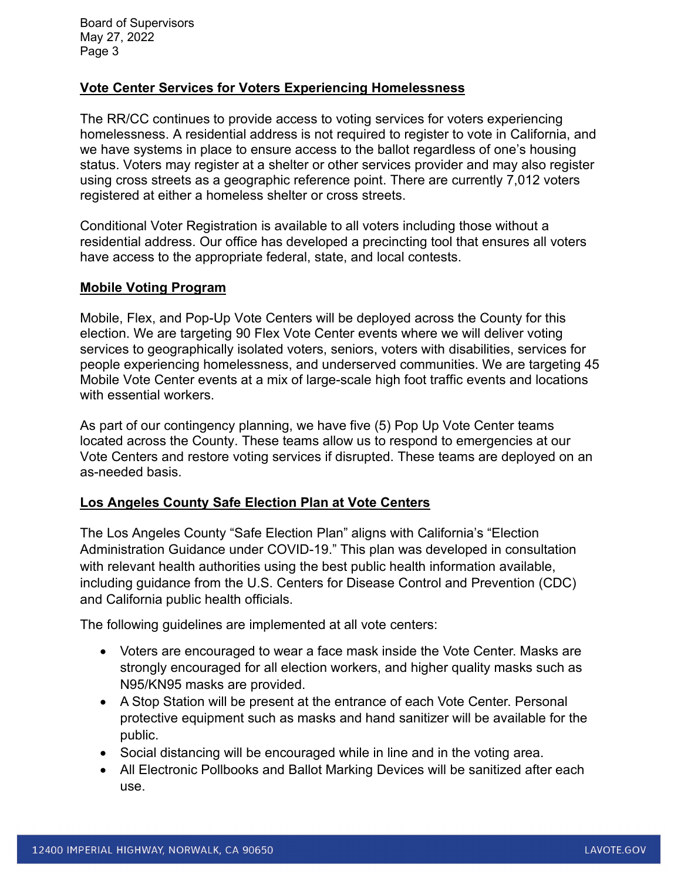## Vote Center Services for Voters Experiencing Homelessness

The RR/CC continues to provide access to voting services for voters experiencing homelessness. A residential address is not required to register to vote in California, and we have systems in place to ensure access to the ballot regardless of one's housing status. Voters may register at a shelter or other services provider and may also register using cross streets as a geographic reference point. There are currently 7,012 voters registered at either a homeless shelter or cross streets.

Conditional Voter Registration is available to all voters including those without a residential address. Our office has developed a precincting tool that ensures all voters have access to the appropriate federal, state, and local contests.

## Mobile Voting Program

Mobile, Flex, and Pop-Up Vote Centers will be deployed across the County for this election. We are targeting 90 Flex Vote Center events where we will deliver voting services to geographically isolated voters, seniors, voters with disabilities, services for people experiencing homelessness, and underserved communities. We are targeting 45 Mobile Vote Center events at a mix of large-scale high foot traffic events and locations with essential workers.

As part of our contingency planning, we have five (5) Pop Up Vote Center teams located across the County. These teams allow us to respond to emergencies at our Vote Centers and restore voting services if disrupted. These teams are deployed on an as-needed basis.

## Los Angeles County Safe Election Plan at Vote Centers

The Los Angeles County "Safe Election Plan" aligns with California's "Election Administration Guidance under COVID-19." This plan was developed in consultation with relevant health authorities using the best public health information available, including guidance from the U.S. Centers for Disease Control and Prevention (CDC) and California public health officials.

The following guidelines are implemented at all vote centers:

- Voters are encouraged to wear a face mask inside the Vote Center. Masks are strongly encouraged for all election workers, and higher quality masks such as N95/KN95 masks are provided.
- A Stop Station will be present at the entrance of each Vote Center. Personal protective equipment such as masks and hand sanitizer will be available for the public.
- Social distancing will be encouraged while in line and in the voting area.
- All Electronic Pollbooks and Ballot Marking Devices will be sanitized after each use.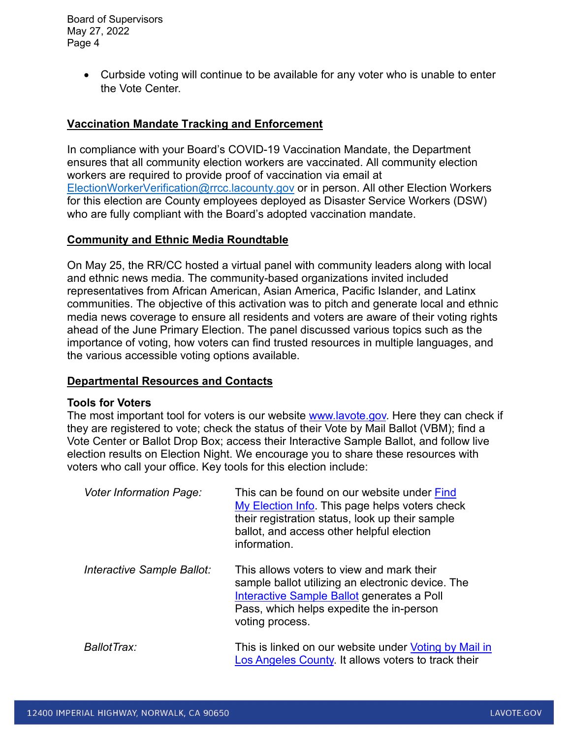- Curbside voting will continue to be available for any voter who is unable to enter the Vote Center.

## Vaccination Mandate Tracking and Enforcement

In compliance with your Board's COVID-19 Vaccination Mandate, the Department ensures that all community election workers are vaccinated. All community election workers are required to provide proof of vaccination via email at [ElectionWorkerVerification@rrcc.lacounty.gov](mailto:ElectionWorkerVerification@rrcc.lacounty.gov) or in person. All other Election Workers for this election are County employees deployed as Disaster Service Workers (DSW) who are fully compliant with the Board's adopted vaccination mandate.

## Community and Ethnic Media Roundtable

On May 25, the RR/CC hosted a virtual panel with community leaders along with local and ethnic news media. The community-based organizations invited included representatives from African American, Asian America, Pacific Islander, and Latinx communities. The objective of this activation was to pitch and generate local and ethnic media news coverage to ensure all residents and voters are aware of their voting rights ahead of the June Primary Election. The panel discussed various topics such as the importance of voting, how voters can find trusted resources in multiple languages, and the various accessible voting options available.

## Departmental Resources and Contacts

### Tools for Voters

The most important tool for voters is our website [www.lavote.gov](http://www.lavote.gov). Here they can check if they are registered to vote; check the status of their Vote by Mail Ballot (VBM); find a Vote Center or Ballot Drop Box; access their Interactive Sample Ballot, and follow live election results on Election Night. We encourage you to share these resources with voters who call your office. Key tools for this election include:

*Voter Information Page:* This can be found on our website under Find My Election Info. This page helps voters check their registration status, look up their sample ballot, and access other helpful election information.

*Interactive Sample Ballot:* This allows voters to view and mark their sample ballot utilizing an electronic device. The Interactive Sample Ballot generates a Poll Pass, which helps expedite the in-person voting process.

*BallotTrax:* This is linked on our website under Voting by Mail in Los Angeles County. It allows voters to track their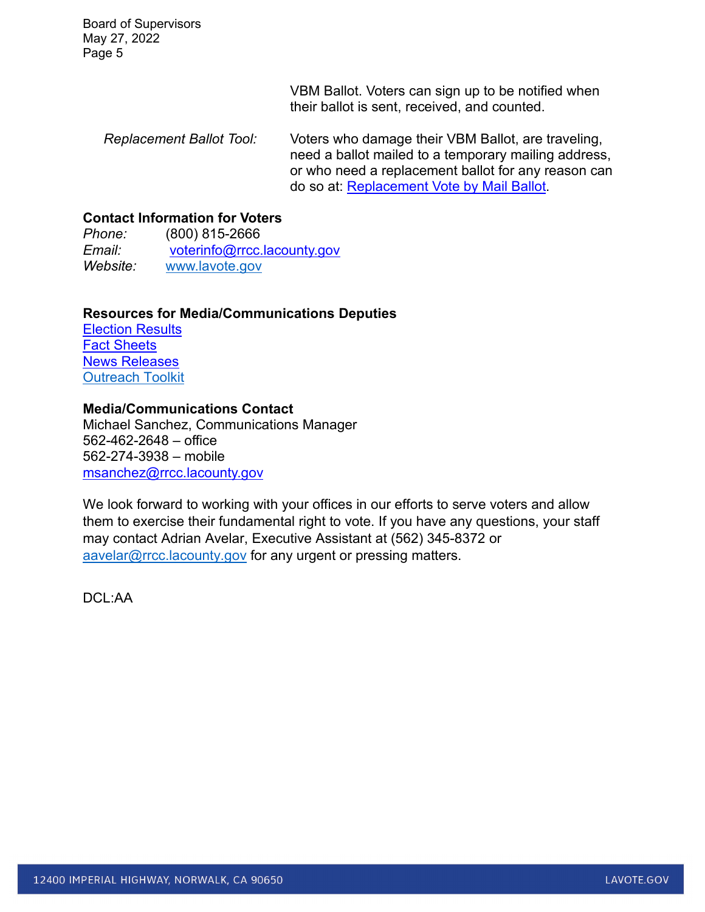VBM Ballot. Voters can sign up to be notified when their ballot is sent, received, and counted.

*Replacement Ballot Tool:* Voters who damage their VBM Ballot, are traveling, need a ballot mailed to a temporary mailing address, or who need a replacement ballot for any reason can do so at: Replacement Vote by Mail Ballot.

**Contact Information for Voters**

*Phone:* (800) 815-2666
*Email:* voterinfo@rrcc.lacounty.gov
*Website:* www.lavote.gov

**Resources for Media/Communications Deputies**

Election Results
Fact Sheets
News Releases
Outreach Toolkit

**Media/Communications Contact**

Michael Sanchez, Communications Manager
562-462-2648 – office
562-274-3938 – mobile
msanchez@rrcc.lacounty.gov

We look forward to working with your offices in our efforts to serve voters and allow them to exercise their fundamental right to vote. If you have any questions, your staff may contact Adrian Avelar, Executive Assistant at (562) 345-8372 or aavelar@rrcc.lacounty.gov for any urgent or pressing matters.

DCL:AA

12400 IMPERIAL HIGHWAY, NORWALK, CA 90650 LAVOTE.GOV